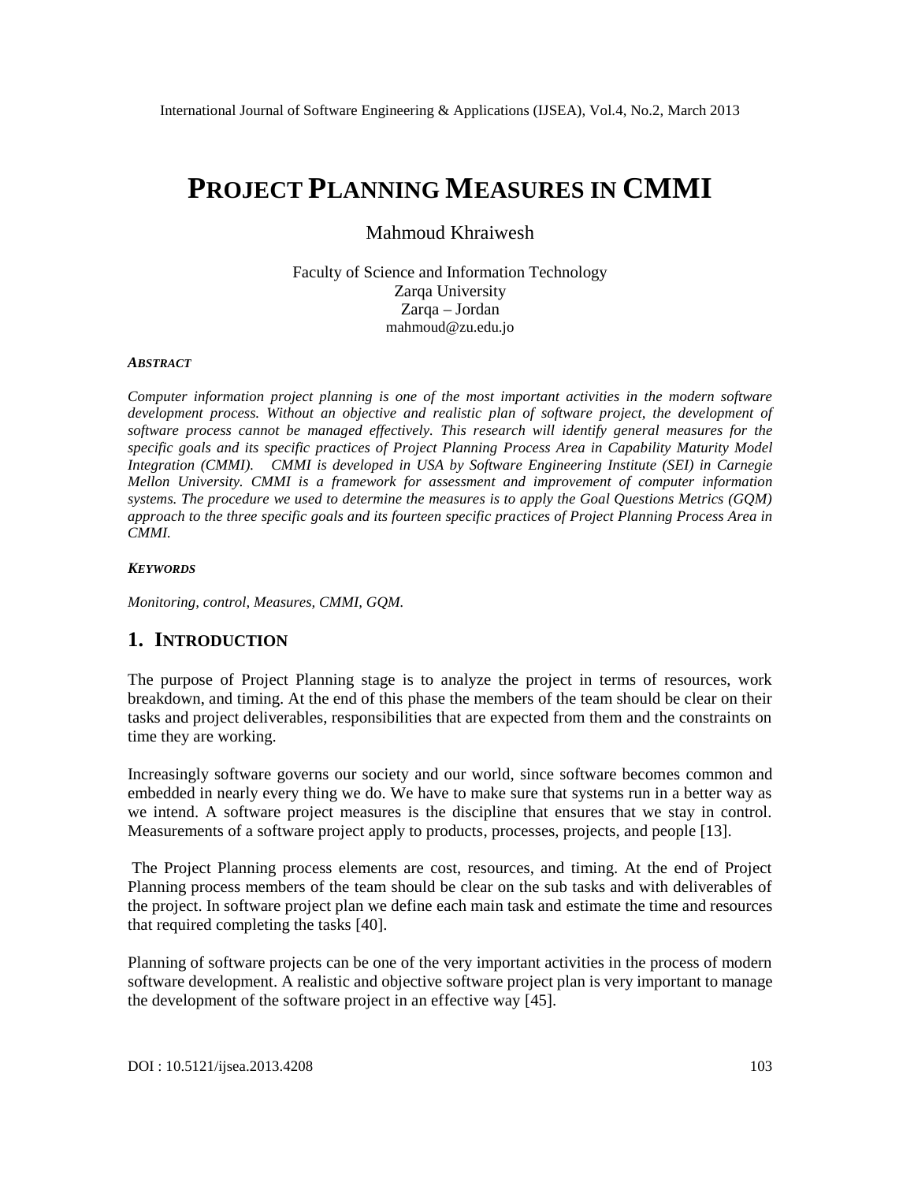# PROJECT PLANNING MEASURES IN CMMI

Mahmoud Khraiwesh

Faculty of Science and Information Technology
Zarqa University
Zarqa – Jordan
mahmoud@zu.edu.jo

***ABSTRACT***

*Computer information project planning is one of the most important activities in the modern software development process. Without an objective and realistic plan of software project, the development of software process cannot be managed effectively. This research will identify general measures for the specific goals and its specific practices of Project Planning Process Area in Capability Maturity Model Integration (CMMI). CMMI is developed in USA by Software Engineering Institute (SEI) in Carnegie Mellon University. CMMI is a framework for assessment and improvement of computer information systems. The procedure we used to determine the measures is to apply the Goal Questions Metrics (GQM) approach to the three specific goals and its fourteen specific practices of Project Planning Process Area in CMMI.*

***KEYWORDS***

*Monitoring, control, Measures, CMMI, GQM.*

## 1. INTRODUCTION

The purpose of Project Planning stage is to analyze the project in terms of resources, work breakdown, and timing. At the end of this phase the members of the team should be clear on their tasks and project deliverables, responsibilities that are expected from them and the constraints on time they are working.

Increasingly software governs our society and our world, since software becomes common and embedded in nearly every thing we do. We have to make sure that systems run in a better way as we intend. A software project measures is the discipline that ensures that we stay in control. Measurements of a software project apply to products, processes, projects, and people [13].

The Project Planning process elements are cost, resources, and timing. At the end of Project Planning process members of the team should be clear on the sub tasks and with deliverables of the project. In software project plan we define each main task and estimate the time and resources that required completing the tasks [40].

Planning of software projects can be one of the very important activities in the process of modern software development. A realistic and objective software project plan is very important to manage the development of the software project in an effective way [45].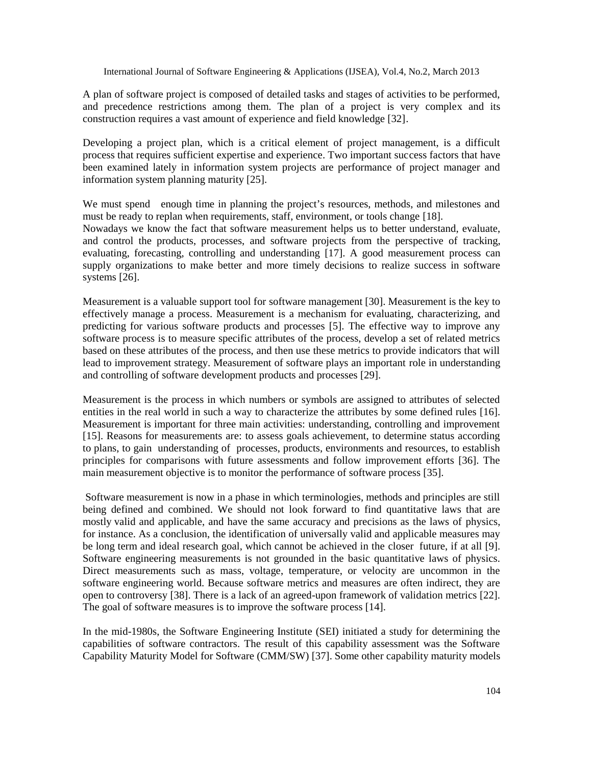A plan of software project is composed of detailed tasks and stages of activities to be performed, and precedence restrictions among them. The plan of a project is very complex and its construction requires a vast amount of experience and field knowledge [32].

Developing a project plan, which is a critical element of project management, is a difficult process that requires sufficient expertise and experience. Two important success factors that have been examined lately in information system projects are performance of project manager and information system planning maturity [25].

We must spend enough time in planning the project's resources, methods, and milestones and must be ready to replan when requirements, staff, environment, or tools change [18].
Nowadays we know the fact that software measurement helps us to better understand, evaluate, and control the products, processes, and software projects from the perspective of tracking, evaluating, forecasting, controlling and understanding [17]. A good measurement process can supply organizations to make better and more timely decisions to realize success in software systems [26].

Measurement is a valuable support tool for software management [30]. Measurement is the key to effectively manage a process. Measurement is a mechanism for evaluating, characterizing, and predicting for various software products and processes [5]. The effective way to improve any software process is to measure specific attributes of the process, develop a set of related metrics based on these attributes of the process, and then use these metrics to provide indicators that will lead to improvement strategy. Measurement of software plays an important role in understanding and controlling of software development products and processes [29].

Measurement is the process in which numbers or symbols are assigned to attributes of selected entities in the real world in such a way to characterize the attributes by some defined rules [16]. Measurement is important for three main activities: understanding, controlling and improvement [15]. Reasons for measurements are: to assess goals achievement, to determine status according to plans, to gain understanding of processes, products, environments and resources, to establish principles for comparisons with future assessments and follow improvement efforts [36]. The main measurement objective is to monitor the performance of software process [35].

Software measurement is now in a phase in which terminologies, methods and principles are still being defined and combined. We should not look forward to find quantitative laws that are mostly valid and applicable, and have the same accuracy and precisions as the laws of physics, for instance. As a conclusion, the identification of universally valid and applicable measures may be long term and ideal research goal, which cannot be achieved in the closer future, if at all [9]. Software engineering measurements is not grounded in the basic quantitative laws of physics. Direct measurements such as mass, voltage, temperature, or velocity are uncommon in the software engineering world. Because software metrics and measures are often indirect, they are open to controversy [38]. There is a lack of an agreed-upon framework of validation metrics [22]. The goal of software measures is to improve the software process [14].

In the mid-1980s, the Software Engineering Institute (SEI) initiated a study for determining the capabilities of software contractors. The result of this capability assessment was the Software Capability Maturity Model for Software (CMM/SW) [37]. Some other capability maturity models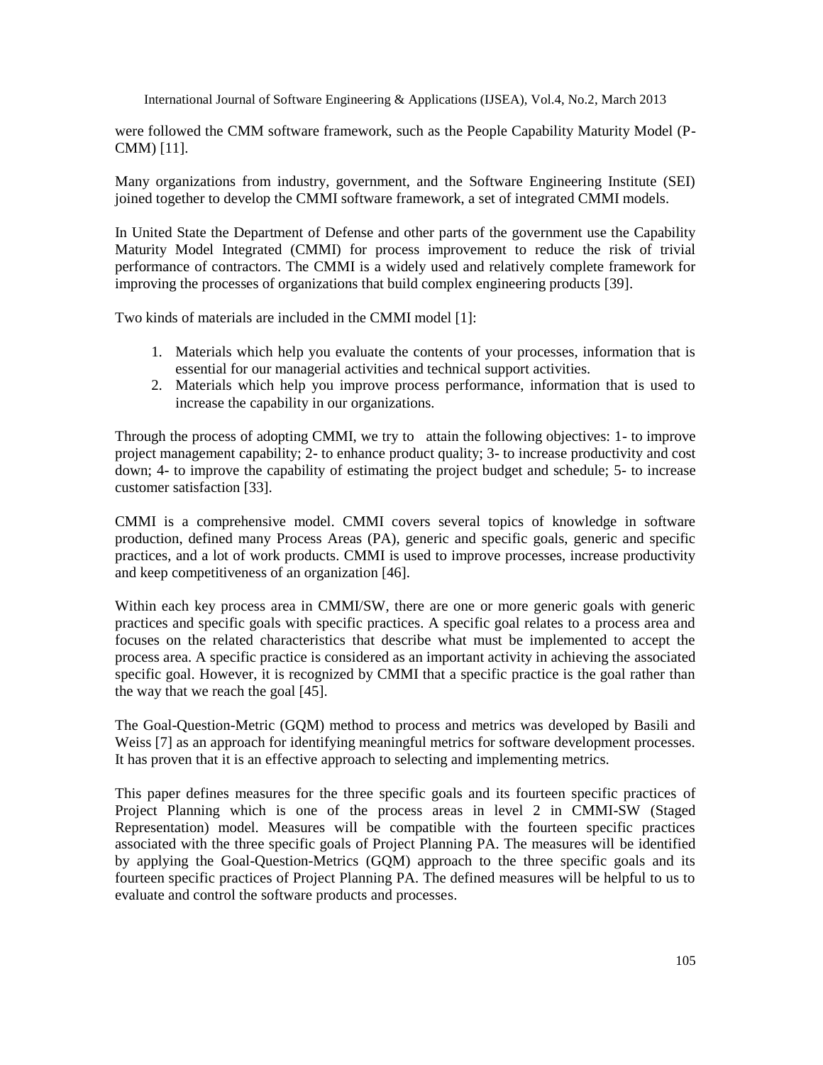were followed the CMM software framework, such as the People Capability Maturity Model (P-CMM) [11].

Many organizations from industry, government, and the Software Engineering Institute (SEI) joined together to develop the CMMI software framework, a set of integrated CMMI models.

In United State the Department of Defense and other parts of the government use the Capability Maturity Model Integrated (CMMI) for process improvement to reduce the risk of trivial performance of contractors. The CMMI is a widely used and relatively complete framework for improving the processes of organizations that build complex engineering products [39].

Two kinds of materials are included in the CMMI model [1]:

1. Materials which help you evaluate the contents of your processes, information that is essential for our managerial activities and technical support activities.
2. Materials which help you improve process performance, information that is used to increase the capability in our organizations.

Through the process of adopting CMMI, we try to attain the following objectives: 1- to improve project management capability; 2- to enhance product quality; 3- to increase productivity and cost down; 4- to improve the capability of estimating the project budget and schedule; 5- to increase customer satisfaction [33].

CMMI is a comprehensive model. CMMI covers several topics of knowledge in software production, defined many Process Areas (PA), generic and specific goals, generic and specific practices, and a lot of work products. CMMI is used to improve processes, increase productivity and keep competitiveness of an organization [46].

Within each key process area in CMMI/SW, there are one or more generic goals with generic practices and specific goals with specific practices. A specific goal relates to a process area and focuses on the related characteristics that describe what must be implemented to accept the process area. A specific practice is considered as an important activity in achieving the associated specific goal. However, it is recognized by CMMI that a specific practice is the goal rather than the way that we reach the goal [45].

The Goal-Question-Metric (GQM) method to process and metrics was developed by Basili and Weiss [7] as an approach for identifying meaningful metrics for software development processes. It has proven that it is an effective approach to selecting and implementing metrics.

This paper defines measures for the three specific goals and its fourteen specific practices of Project Planning which is one of the process areas in level 2 in CMMI-SW (Staged Representation) model. Measures will be compatible with the fourteen specific practices associated with the three specific goals of Project Planning PA. The measures will be identified by applying the Goal-Question-Metrics (GQM) approach to the three specific goals and its fourteen specific practices of Project Planning PA. The defined measures will be helpful to us to evaluate and control the software products and processes.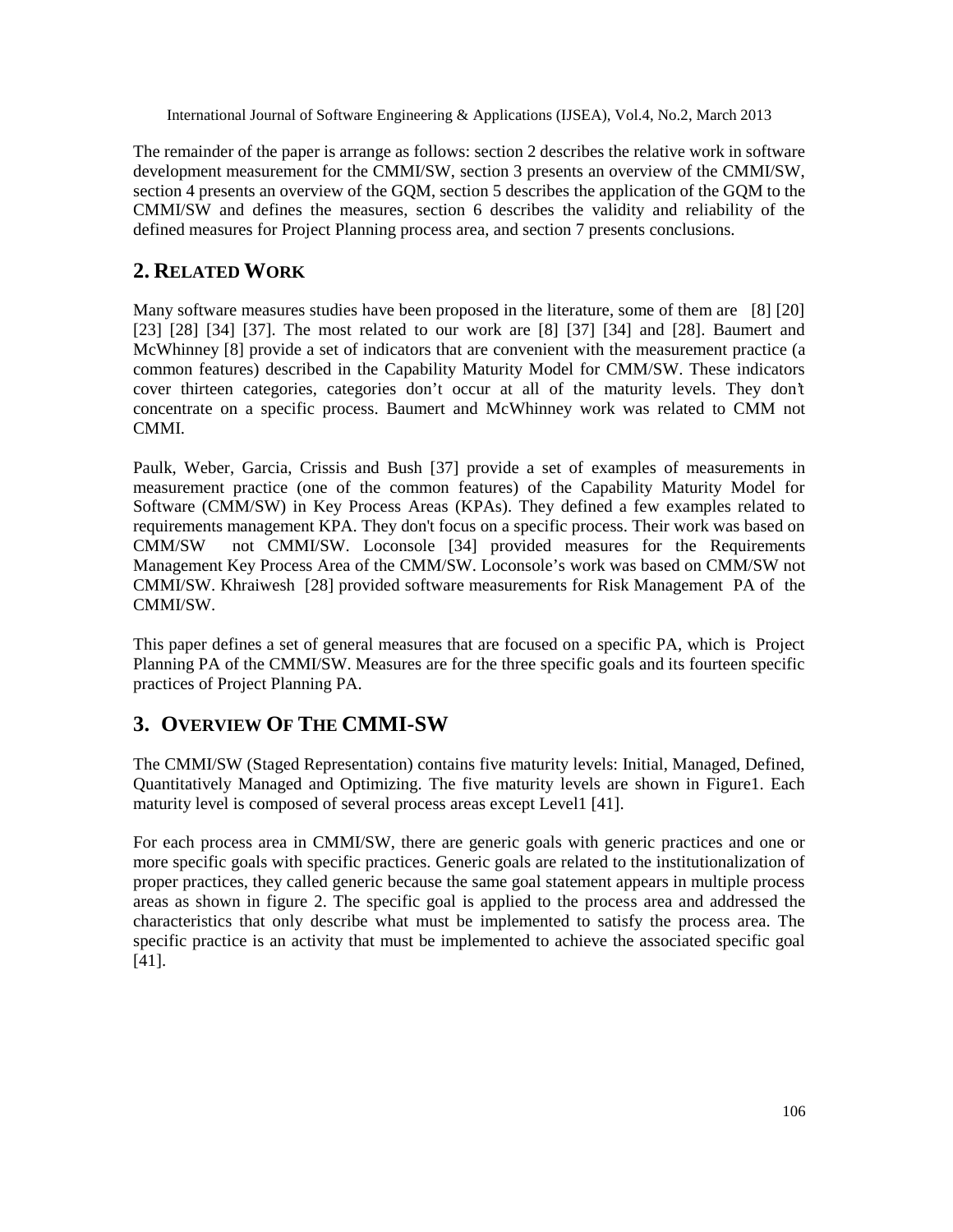The remainder of the paper is arrange as follows: section 2 describes the relative work in software development measurement for the CMMI/SW, section 3 presents an overview of the CMMI/SW, section 4 presents an overview of the GQM, section 5 describes the application of the GQM to the CMMI/SW and defines the measures, section 6 describes the validity and reliability of the defined measures for Project Planning process area, and section 7 presents conclusions.

## 2. RELATED WORK

Many software measures studies have been proposed in the literature, some of them are [8] [20] [23] [28] [34] [37]. The most related to our work are [8] [37] [34] and [28]. Baumert and McWhinney [8] provide a set of indicators that are convenient with the measurement practice (a common features) described in the Capability Maturity Model for CMM/SW. These indicators cover thirteen categories, categories don't occur at all of the maturity levels. They don't concentrate on a specific process. Baumert and McWhinney work was related to CMM not CMMI.

Paulk, Weber, Garcia, Crissis and Bush [37] provide a set of examples of measurements in measurement practice (one of the common features) of the Capability Maturity Model for Software (CMM/SW) in Key Process Areas (KPAs). They defined a few examples related to requirements management KPA. They don't focus on a specific process. Their work was based on CMM/SW not CMMI/SW. Loconsole [34] provided measures for the Requirements Management Key Process Area of the CMM/SW. Loconsole's work was based on CMM/SW not CMMI/SW. Khraiwesh [28] provided software measurements for Risk Management PA of the CMMI/SW.

This paper defines a set of general measures that are focused on a specific PA, which is Project Planning PA of the CMMI/SW. Measures are for the three specific goals and its fourteen specific practices of Project Planning PA.

## 3. OVERVIEW OF THE CMMI-SW

The CMMI/SW (Staged Representation) contains five maturity levels: Initial, Managed, Defined, Quantitatively Managed and Optimizing. The five maturity levels are shown in Figure1. Each maturity level is composed of several process areas except Level1 [41].

For each process area in CMMI/SW, there are generic goals with generic practices and one or more specific goals with specific practices. Generic goals are related to the institutionalization of proper practices, they called generic because the same goal statement appears in multiple process areas as shown in figure 2. The specific goal is applied to the process area and addressed the characteristics that only describe what must be implemented to satisfy the process area. The specific practice is an activity that must be implemented to achieve the associated specific goal [41].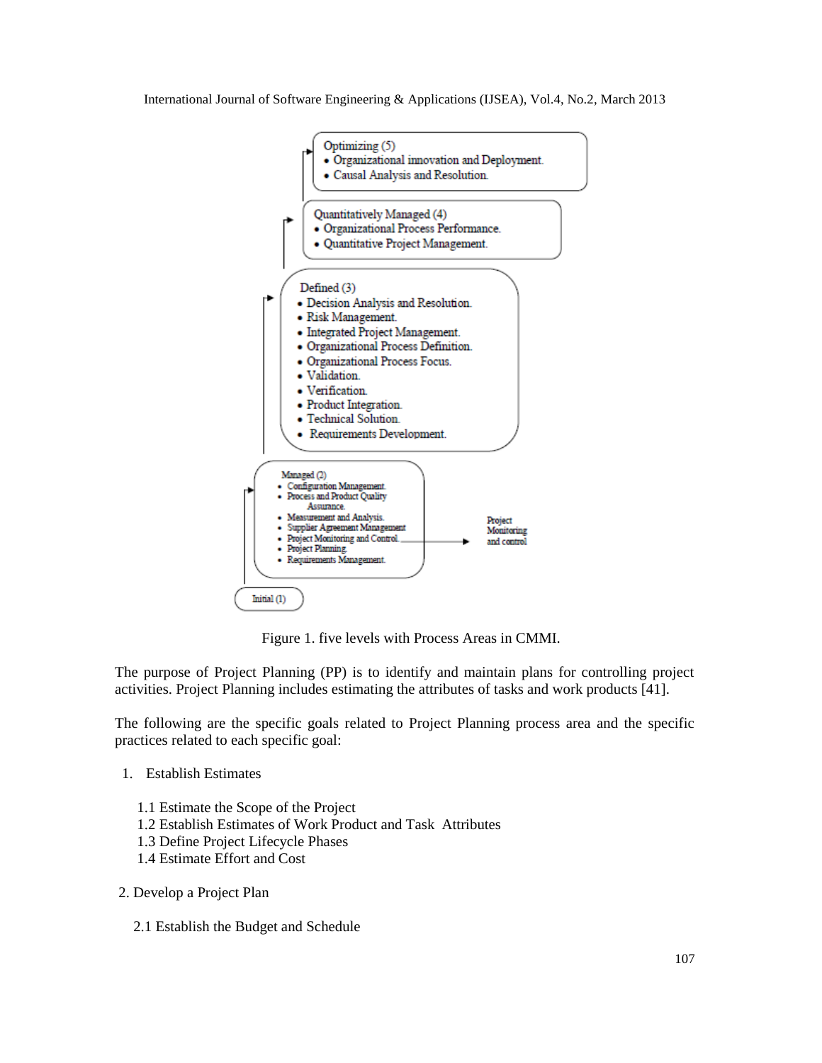**Optimizing (5)**
- Organizational innovation and Deployment.
- Causal Analysis and Resolution.

**Quantitatively Managed (4)**
- Organizational Process Performance.
- Quantitative Project Management.

**Defined (3)**
- Decision Analysis and Resolution.
- Risk Management.
- Integrated Project Management.
- Organizational Process Definition.
- Organizational Process Focus.
- Validation.
- Verification.
- Product Integration.
- Technical Solution.
- Requirements Development.

**Managed (2)**
- Configuration Management.
- Process and Product Quality Assurance.
- Measurement and Analysis.
- Supplier Agreement Management
- Project Monitoring and Control. → Project Monitoring and control
- Project Planning.
- Requirements Management.

**Initial (1)**

Figure 1. five levels with Process Areas in CMMI.

The purpose of Project Planning (PP) is to identify and maintain plans for controlling project activities. Project Planning includes estimating the attributes of tasks and work products [41].

The following are the specific goals related to Project Planning process area and the specific practices related to each specific goal:

1. Establish Estimates

   1.1 Estimate the Scope of the Project
   1.2 Establish Estimates of Work Product and Task Attributes
   1.3 Define Project Lifecycle Phases
   1.4 Estimate Effort and Cost

2. Develop a Project Plan

   2.1 Establish the Budget and Schedule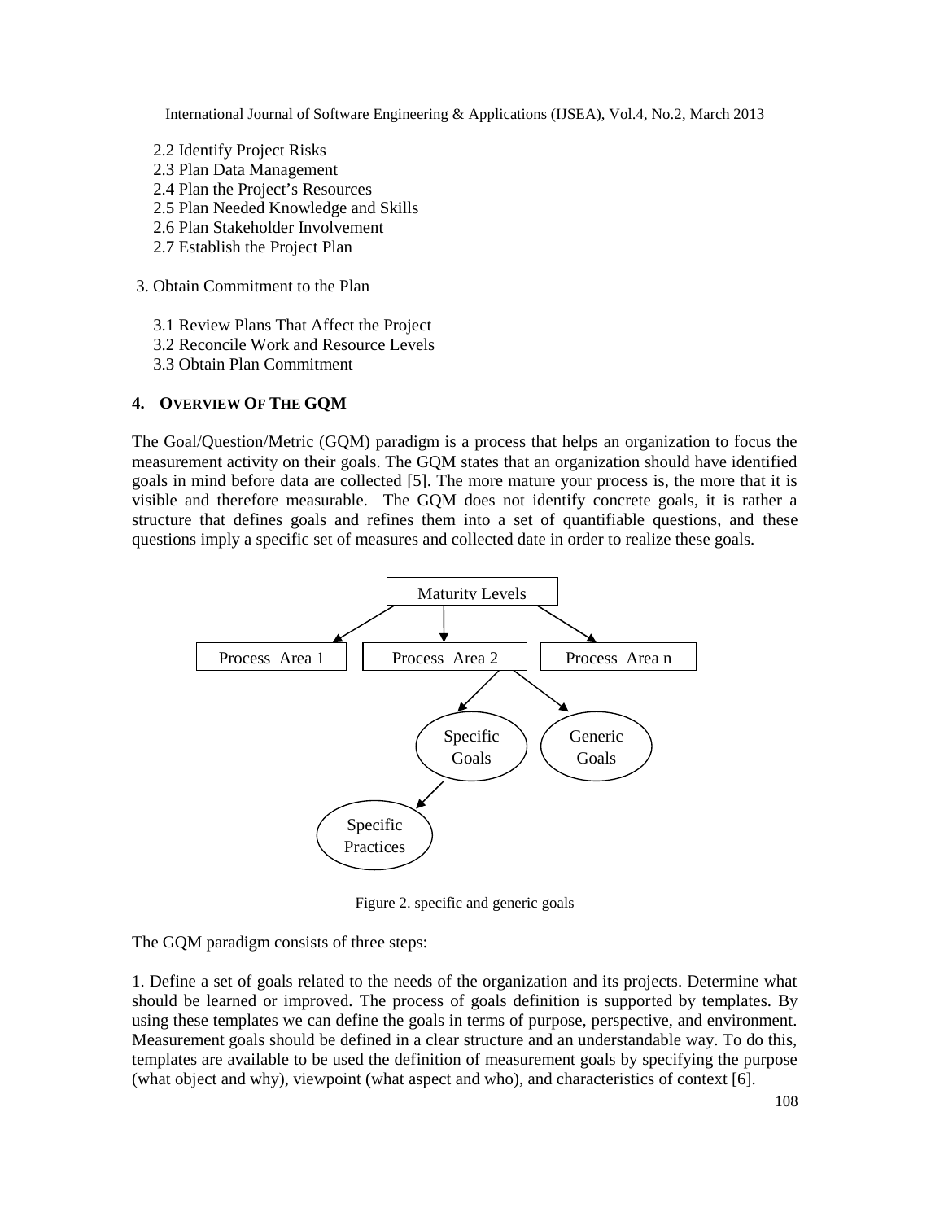2.2 Identify Project Risks
2.3 Plan Data Management
2.4 Plan the Project's Resources
2.5 Plan Needed Knowledge and Skills
2.6 Plan Stakeholder Involvement
2.7 Establish the Project Plan

3. Obtain Commitment to the Plan

3.1 Review Plans That Affect the Project
3.2 Reconcile Work and Resource Levels
3.3 Obtain Plan Commitment

## 4. OVERVIEW OF THE GQM

The Goal/Question/Metric (GQM) paradigm is a process that helps an organization to focus the measurement activity on their goals. The GQM states that an organization should have identified goals in mind before data are collected [5]. The more mature your process is, the more that it is visible and therefore measurable. The GQM does not identify concrete goals, it is rather a structure that defines goals and refines them into a set of quantifiable questions, and these questions imply a specific set of measures and collected date in order to realize these goals.

Maturity Levels

Process Area 1 | Process Area 2 | Process Area n

Specific Goals | Generic Goals

Specific Practices

Figure 2. specific and generic goals

The GQM paradigm consists of three steps:

1. Define a set of goals related to the needs of the organization and its projects. Determine what should be learned or improved. The process of goals definition is supported by templates. By using these templates we can define the goals in terms of purpose, perspective, and environment. Measurement goals should be defined in a clear structure and an understandable way. To do this, templates are available to be used the definition of measurement goals by specifying the purpose (what object and why), viewpoint (what aspect and who), and characteristics of context [6].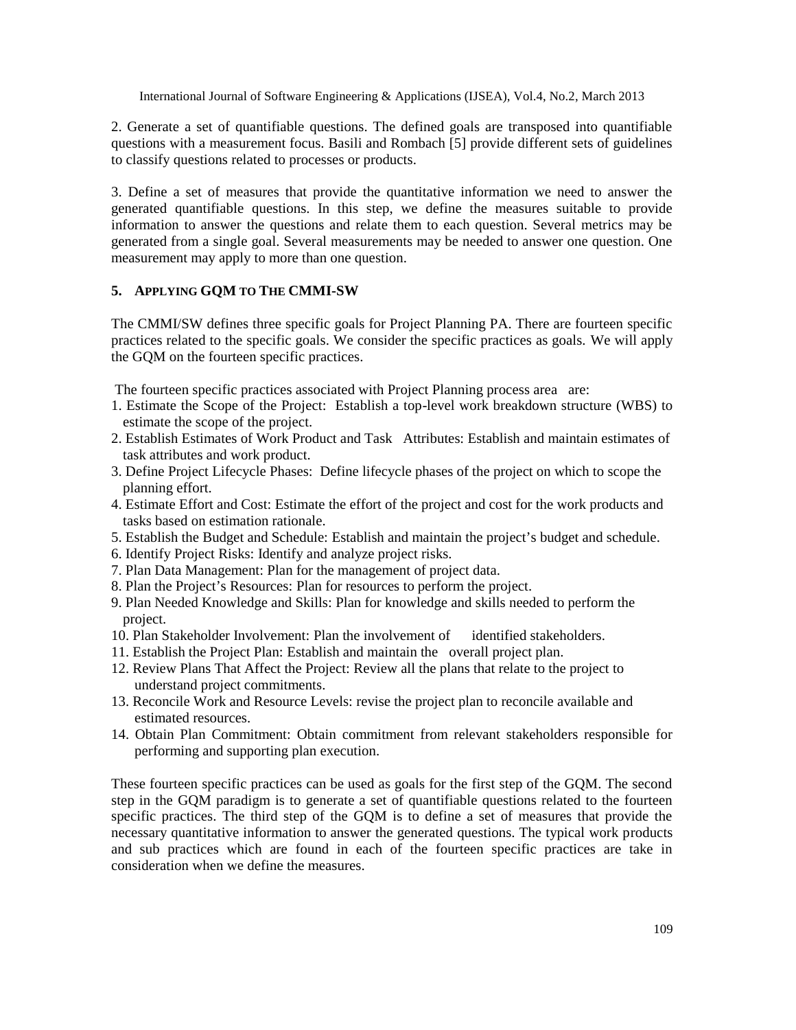2. Generate a set of quantifiable questions. The defined goals are transposed into quantifiable questions with a measurement focus. Basili and Rombach [5] provide different sets of guidelines to classify questions related to processes or products.

3. Define a set of measures that provide the quantitative information we need to answer the generated quantifiable questions. In this step, we define the measures suitable to provide information to answer the questions and relate them to each question. Several metrics may be generated from a single goal. Several measurements may be needed to answer one question. One measurement may apply to more than one question.

## 5. APPLYING GQM TO THE CMMI-SW

The CMMI/SW defines three specific goals for Project Planning PA. There are fourteen specific practices related to the specific goals. We consider the specific practices as goals. We will apply the GQM on the fourteen specific practices.

The fourteen specific practices associated with Project Planning process area are:

1. Estimate the Scope of the Project: Establish a top-level work breakdown structure (WBS) to estimate the scope of the project.
2. Establish Estimates of Work Product and Task Attributes: Establish and maintain estimates of task attributes and work product.
3. Define Project Lifecycle Phases: Define lifecycle phases of the project on which to scope the planning effort.
4. Estimate Effort and Cost: Estimate the effort of the project and cost for the work products and tasks based on estimation rationale.
5. Establish the Budget and Schedule: Establish and maintain the project's budget and schedule.
6. Identify Project Risks: Identify and analyze project risks.
7. Plan Data Management: Plan for the management of project data.
8. Plan the Project's Resources: Plan for resources to perform the project.
9. Plan Needed Knowledge and Skills: Plan for knowledge and skills needed to perform the project.
10. Plan Stakeholder Involvement: Plan the involvement of identified stakeholders.
11. Establish the Project Plan: Establish and maintain the overall project plan.
12. Review Plans That Affect the Project: Review all the plans that relate to the project to understand project commitments.
13. Reconcile Work and Resource Levels: revise the project plan to reconcile available and estimated resources.
14. Obtain Plan Commitment: Obtain commitment from relevant stakeholders responsible for performing and supporting plan execution.

These fourteen specific practices can be used as goals for the first step of the GQM. The second step in the GQM paradigm is to generate a set of quantifiable questions related to the fourteen specific practices. The third step of the GQM is to define a set of measures that provide the necessary quantitative information to answer the generated questions. The typical work products and sub practices which are found in each of the fourteen specific practices are take in consideration when we define the measures.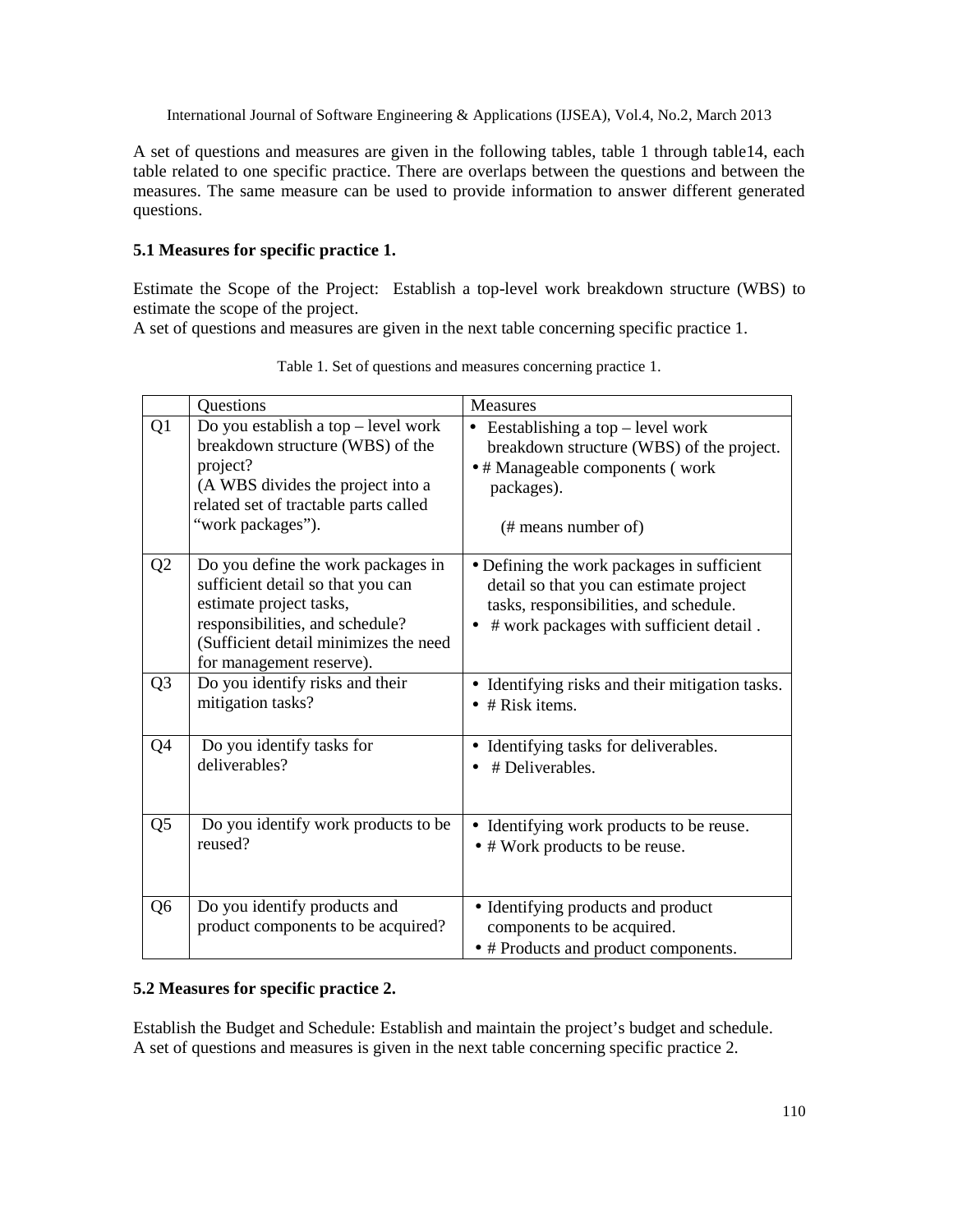A set of questions and measures are given in the following tables, table 1 through table14, each table related to one specific practice. There are overlaps between the questions and between the measures. The same measure can be used to provide information to answer different generated questions.

### 5.1 Measures for specific practice 1.

Estimate the Scope of the Project: Establish a top-level work breakdown structure (WBS) to estimate the scope of the project.
A set of questions and measures are given in the next table concerning specific practice 1.

Table 1. Set of questions and measures concerning practice 1.

| | Questions | Measures |
|---|---|---|
| Q1 | Do you establish a top – level work breakdown structure (WBS) of the project? (A WBS divides the project into a related set of tractable parts called "work packages"). | • Eestablishing a top – level work breakdown structure (WBS) of the project.<br>• # Manageable components ( work packages).<br>(# means number of) |
| Q2 | Do you define the work packages in sufficient detail so that you can estimate project tasks, responsibilities, and schedule? (Sufficient detail minimizes the need for management reserve). | • Defining the work packages in sufficient detail so that you can estimate project tasks, responsibilities, and schedule.<br>• # work packages with sufficient detail . |
| Q3 | Do you identify risks and their mitigation tasks? | • Identifying risks and their mitigation tasks.<br>• # Risk items. |
| Q4 | Do you identify tasks for deliverables? | • Identifying tasks for deliverables.<br>• # Deliverables. |
| Q5 | Do you identify work products to be reused? | • Identifying work products to be reuse.<br>• # Work products to be reuse. |
| Q6 | Do you identify products and product components to be acquired? | • Identifying products and product components to be acquired.<br>• # Products and product components. |

### 5.2 Measures for specific practice 2.

Establish the Budget and Schedule: Establish and maintain the project's budget and schedule.
A set of questions and measures is given in the next table concerning specific practice 2.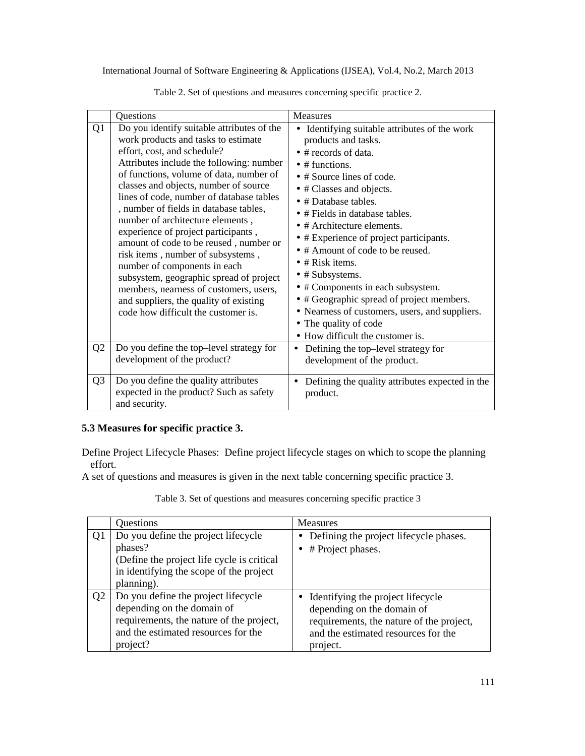Table 2. Set of questions and measures concerning specific practice 2.

| | Questions | Measures |
|---|---|---|
| Q1 | Do you identify suitable attributes of the work products and tasks to estimate effort, cost, and schedule? Attributes include the following: number of functions, volume of data, number of classes and objects, number of source lines of code, number of database tables , number of fields in database tables, number of architecture elements , experience of project participants , amount of code to be reused , number or risk items , number of subsystems , number of components in each subsystem, geographic spread of project members, nearness of customers, users, and suppliers, the quality of existing code how difficult the customer is. | • Identifying suitable attributes of the work products and tasks.<br>• # records of data.<br>• # functions.<br>• # Source lines of code.<br>• # Classes and objects.<br>• # Database tables.<br>• # Fields in database tables.<br>• # Architecture elements.<br>• # Experience of project participants.<br>• # Amount of code to be reused.<br>• # Risk items.<br>• # Subsystems.<br>• # Components in each subsystem.<br>• # Geographic spread of project members.<br>• Nearness of customers, users, and suppliers.<br>• The quality of code<br>• How difficult the customer is. |
| Q2 | Do you define the top–level strategy for development of the product? | • Defining the top–level strategy for development of the product. |
| Q3 | Do you define the quality attributes expected in the product? Such as safety and security. | • Defining the quality attributes expected in the product. |

### 5.3 Measures for specific practice 3.

Define Project Lifecycle Phases: Define project lifecycle stages on which to scope the planning effort.

A set of questions and measures is given in the next table concerning specific practice 3.

Table 3. Set of questions and measures concerning specific practice 3

| | Questions | Measures |
|---|---|---|
| Q1 | Do you define the project lifecycle phases? (Define the project life cycle is critical in identifying the scope of the project planning). | • Defining the project lifecycle phases.<br>• # Project phases. |
| Q2 | Do you define the project lifecycle depending on the domain of requirements, the nature of the project, and the estimated resources for the project? | • Identifying the project lifecycle depending on the domain of requirements, the nature of the project, and the estimated resources for the project. |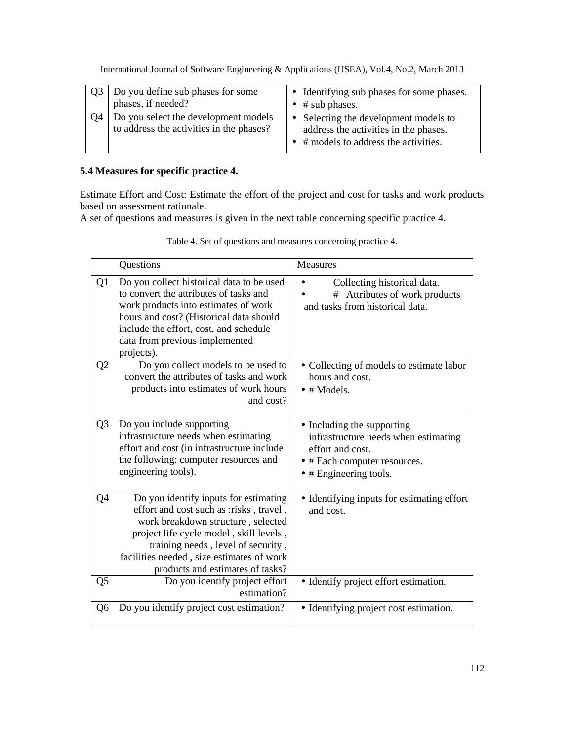| Q3 | Do you define sub phases for some phases, if needed? | • Identifying sub phases for some phases.<br>• # sub phases. |
|---|---|---|
| Q4 | Do you select the development models to address the activities in the phases? | • Selecting the development models to address the activities in the phases.<br>• # models to address the activities. |

### 5.4 Measures for specific practice 4.

Estimate Effort and Cost: Estimate the effort of the project and cost for tasks and work products based on assessment rationale.

A set of questions and measures is given in the next table concerning specific practice 4.

Table 4. Set of questions and measures concerning practice 4.

| | Questions | Measures |
|---|---|---|
| Q1 | Do you collect historical data to be used to convert the attributes of tasks and work products into estimates of work hours and cost? (Historical data should include the effort, cost, and schedule data from previous implemented projects). | • Collecting historical data.<br>• # Attributes of work products and tasks from historical data. |
| Q2 | Do you collect models to be used to convert the attributes of tasks and work products into estimates of work hours and cost? | • Collecting of models to estimate labor hours and cost.<br>• # Models. |
| Q3 | Do you include supporting infrastructure needs when estimating effort and cost (in infrastructure include the following: computer resources and engineering tools). | • Including the supporting infrastructure needs when estimating effort and cost.<br>• # Each computer resources.<br>• # Engineering tools. |
| Q4 | Do you identify inputs for estimating effort and cost such as :risks , travel , work breakdown structure , selected project life cycle model , skill levels , training needs , level of security , facilities needed , size estimates of work products and estimates of tasks? | • Identifying inputs for estimating effort and cost. |
| Q5 | Do you identify project effort estimation? | • Identify project effort estimation. |
| Q6 | Do you identify project cost estimation? | • Identifying project cost estimation. |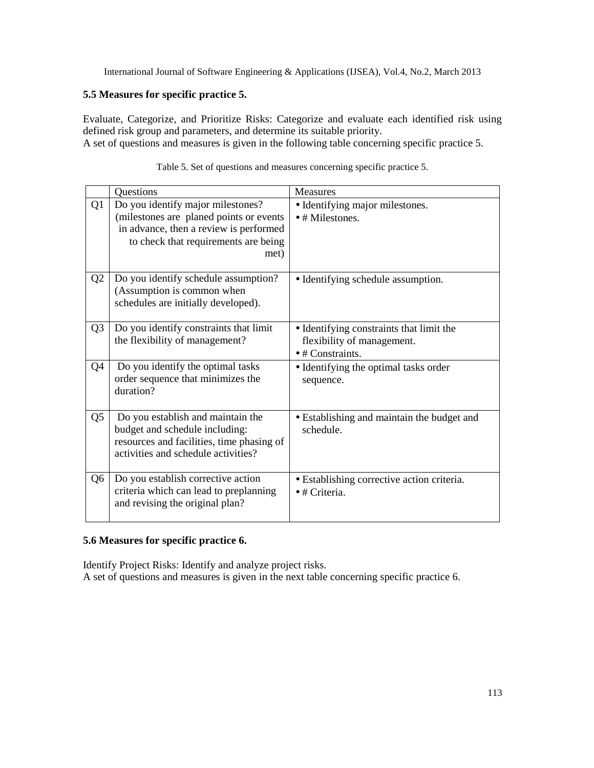### 5.5 Measures for specific practice 5.

Evaluate, Categorize, and Prioritize Risks: Categorize and evaluate each identified risk using defined risk group and parameters, and determine its suitable priority.
A set of questions and measures is given in the following table concerning specific practice 5.

Table 5. Set of questions and measures concerning specific practice 5.

| | Questions | Measures |
|---|---|---|
| Q1 | Do you identify major milestones? (milestones are planed points or events in advance, then a review is performed to check that requirements are being met) | • Identifying major milestones.<br>• # Milestones. |
| Q2 | Do you identify schedule assumption? (Assumption is common when schedules are initially developed). | • Identifying schedule assumption. |
| Q3 | Do you identify constraints that limit the flexibility of management? | • Identifying constraints that limit the flexibility of management.<br>• # Constraints. |
| Q4 | Do you identify the optimal tasks order sequence that minimizes the duration? | • Identifying the optimal tasks order sequence. |
| Q5 | Do you establish and maintain the budget and schedule including: resources and facilities, time phasing of activities and schedule activities? | • Establishing and maintain the budget and schedule. |
| Q6 | Do you establish corrective action criteria which can lead to preplanning and revising the original plan? | • Establishing corrective action criteria.<br>• # Criteria. |

### 5.6 Measures for specific practice 6.

Identify Project Risks: Identify and analyze project risks.
A set of questions and measures is given in the next table concerning specific practice 6.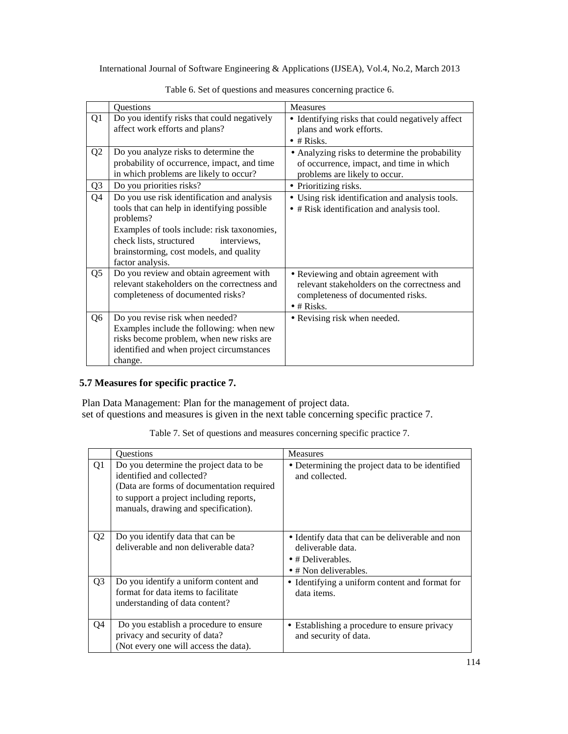Table 6. Set of questions and measures concerning practice 6.

| | Questions | Measures |
|---|---|---|
| Q1 | Do you identify risks that could negatively affect work efforts and plans? | • Identifying risks that could negatively affect plans and work efforts.<br>• # Risks. |
| Q2 | Do you analyze risks to determine the probability of occurrence, impact, and time in which problems are likely to occur? | • Analyzing risks to determine the probability of occurrence, impact, and time in which problems are likely to occur. |
| Q3 | Do you priorities risks? | • Prioritizing risks. |
| Q4 | Do you use risk identification and analysis tools that can help in identifying possible problems?<br>Examples of tools include: risk taxonomies, check lists, structured interviews, brainstorming, cost models, and quality factor analysis. | • Using risk identification and analysis tools.<br>• # Risk identification and analysis tool. |
| Q5 | Do you review and obtain agreement with relevant stakeholders on the correctness and completeness of documented risks? | • Reviewing and obtain agreement with relevant stakeholders on the correctness and completeness of documented risks.<br>• # Risks. |
| Q6 | Do you revise risk when needed?<br>Examples include the following: when new risks become problem, when new risks are identified and when project circumstances change. | • Revising risk when needed. |

### 5.7 Measures for specific practice 7.

Plan Data Management: Plan for the management of project data.
set of questions and measures is given in the next table concerning specific practice 7.

Table 7. Set of questions and measures concerning specific practice 7.

| | Questions | Measures |
|---|---|---|
| Q1 | Do you determine the project data to be identified and collected?<br>(Data are forms of documentation required to support a project including reports, manuals, drawing and specification). | • Determining the project data to be identified and collected. |
| Q2 | Do you identify data that can be deliverable and non deliverable data? | • Identify data that can be deliverable and non deliverable data.<br>• # Deliverables.<br>• # Non deliverables. |
| Q3 | Do you identify a uniform content and format for data items to facilitate understanding of data content? | • Identifying a uniform content and format for data items. |
| Q4 | Do you establish a procedure to ensure privacy and security of data?<br>(Not every one will access the data). | • Establishing a procedure to ensure privacy and security of data. |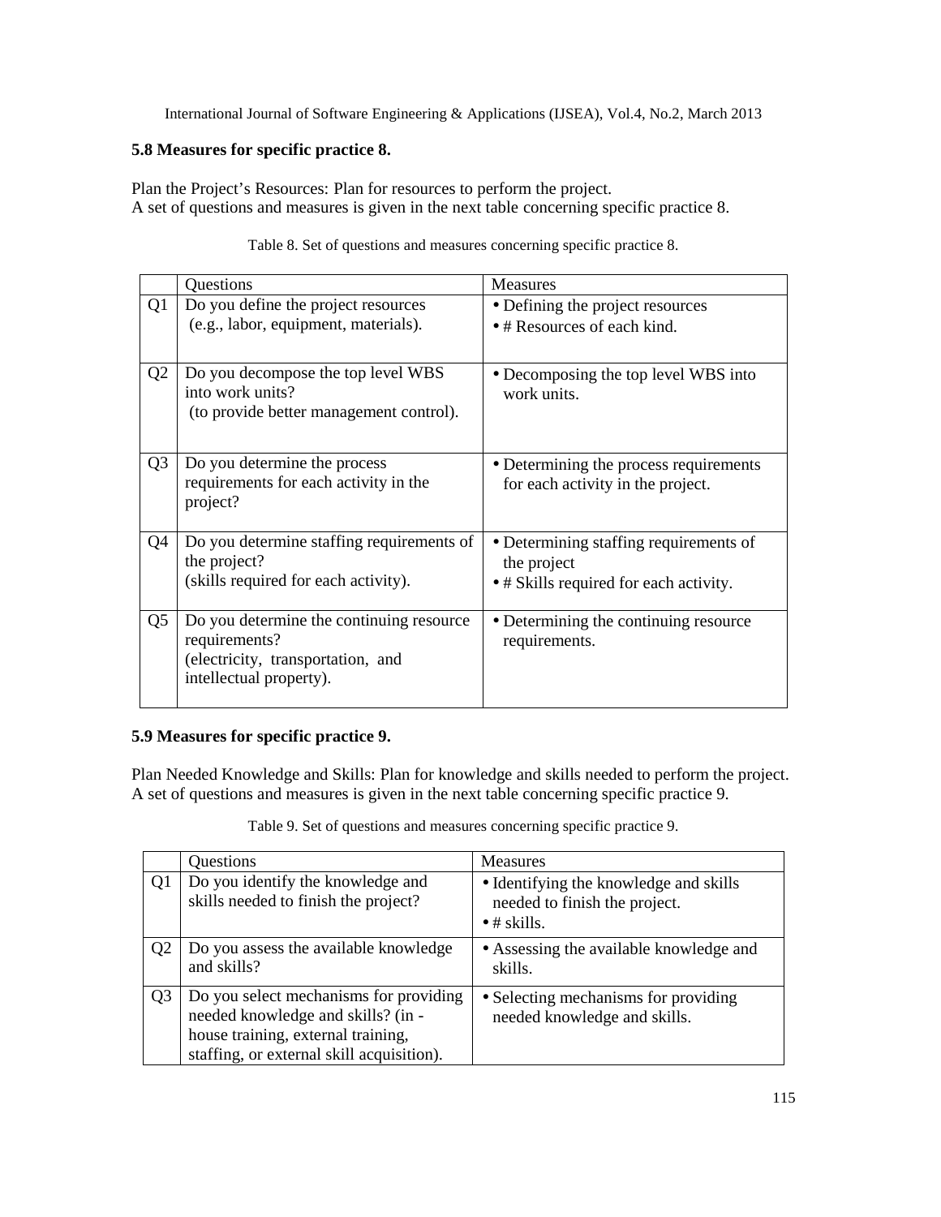### 5.8 Measures for specific practice 8.

Plan the Project's Resources: Plan for resources to perform the project.
A set of questions and measures is given in the next table concerning specific practice 8.

Table 8. Set of questions and measures concerning specific practice 8.

| | Questions | Measures |
|---|---|---|
| Q1 | Do you define the project resources (e.g., labor, equipment, materials). | • Defining the project resources<br>• # Resources of each kind. |
| Q2 | Do you decompose the top level WBS into work units? (to provide better management control). | • Decomposing the top level WBS into work units. |
| Q3 | Do you determine the process requirements for each activity in the project? | • Determining the process requirements for each activity in the project. |
| Q4 | Do you determine staffing requirements of the project? (skills required for each activity). | • Determining staffing requirements of the project<br>• # Skills required for each activity. |
| Q5 | Do you determine the continuing resource requirements? (electricity, transportation, and intellectual property). | • Determining the continuing resource requirements. |

### 5.9 Measures for specific practice 9.

Plan Needed Knowledge and Skills: Plan for knowledge and skills needed to perform the project.
A set of questions and measures is given in the next table concerning specific practice 9.

Table 9. Set of questions and measures concerning specific practice 9.

| | Questions | Measures |
|---|---|---|
| Q1 | Do you identify the knowledge and skills needed to finish the project? | • Identifying the knowledge and skills needed to finish the project.<br>• # skills. |
| Q2 | Do you assess the available knowledge and skills? | • Assessing the available knowledge and skills. |
| Q3 | Do you select mechanisms for providing needed knowledge and skills? (in - house training, external training, staffing, or external skill acquisition). | • Selecting mechanisms for providing needed knowledge and skills. |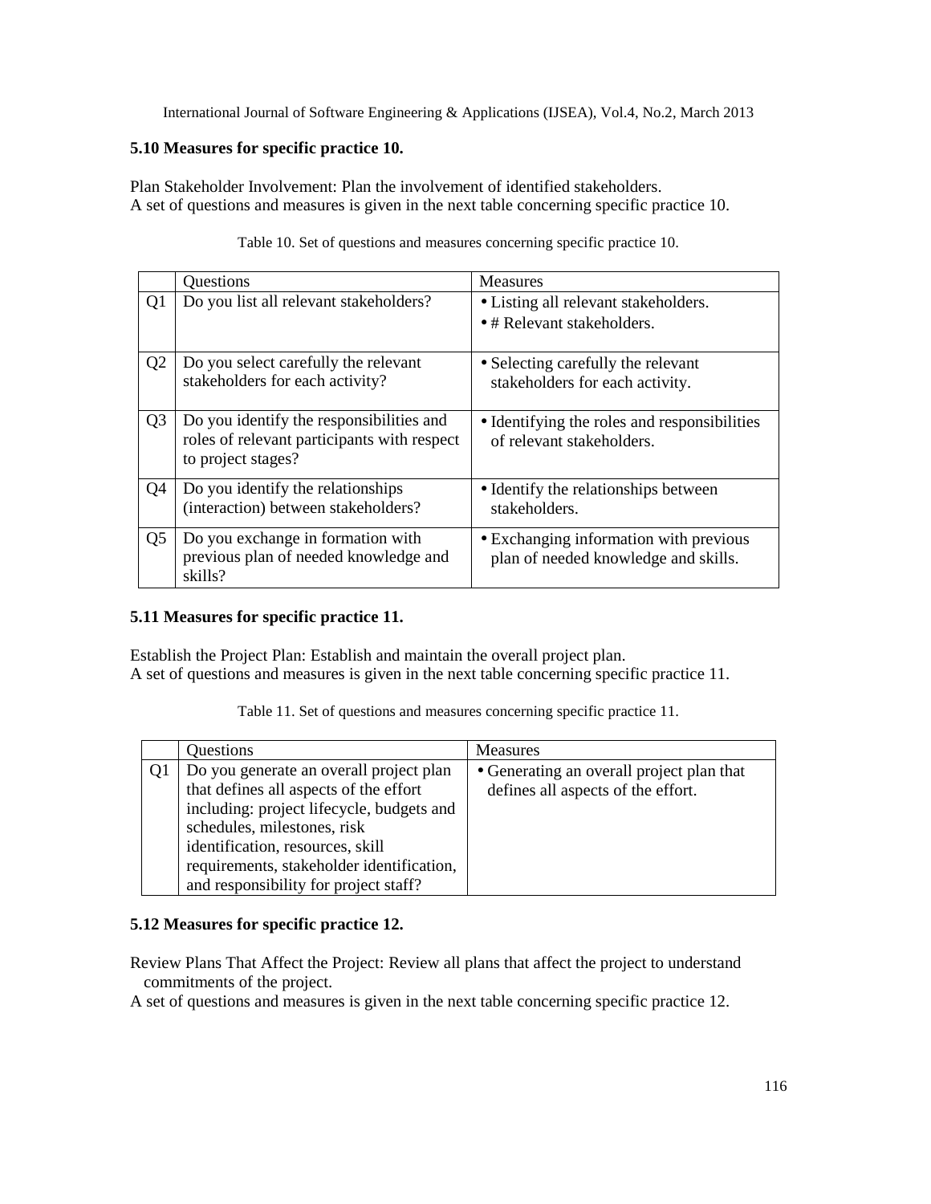### 5.10 Measures for specific practice 10.

Plan Stakeholder Involvement: Plan the involvement of identified stakeholders.
A set of questions and measures is given in the next table concerning specific practice 10.

Table 10. Set of questions and measures concerning specific practice 10.

| | Questions | Measures |
|---|---|---|
| Q1 | Do you list all relevant stakeholders? | • Listing all relevant stakeholders.<br>• # Relevant stakeholders. |
| Q2 | Do you select carefully the relevant stakeholders for each activity? | • Selecting carefully the relevant stakeholders for each activity. |
| Q3 | Do you identify the responsibilities and roles of relevant participants with respect to project stages? | • Identifying the roles and responsibilities of relevant stakeholders. |
| Q4 | Do you identify the relationships (interaction) between stakeholders? | • Identify the relationships between stakeholders. |
| Q5 | Do you exchange in formation with previous plan of needed knowledge and skills? | • Exchanging information with previous plan of needed knowledge and skills. |

### 5.11 Measures for specific practice 11.

Establish the Project Plan: Establish and maintain the overall project plan.
A set of questions and measures is given in the next table concerning specific practice 11.

Table 11. Set of questions and measures concerning specific practice 11.

| | Questions | Measures |
|---|---|---|
| Q1 | Do you generate an overall project plan that defines all aspects of the effort including: project lifecycle, budgets and schedules, milestones, risk identification, resources, skill requirements, stakeholder identification, and responsibility for project staff? | • Generating an overall project plan that defines all aspects of the effort. |

### 5.12 Measures for specific practice 12.

Review Plans That Affect the Project: Review all plans that affect the project to understand commitments of the project.
A set of questions and measures is given in the next table concerning specific practice 12.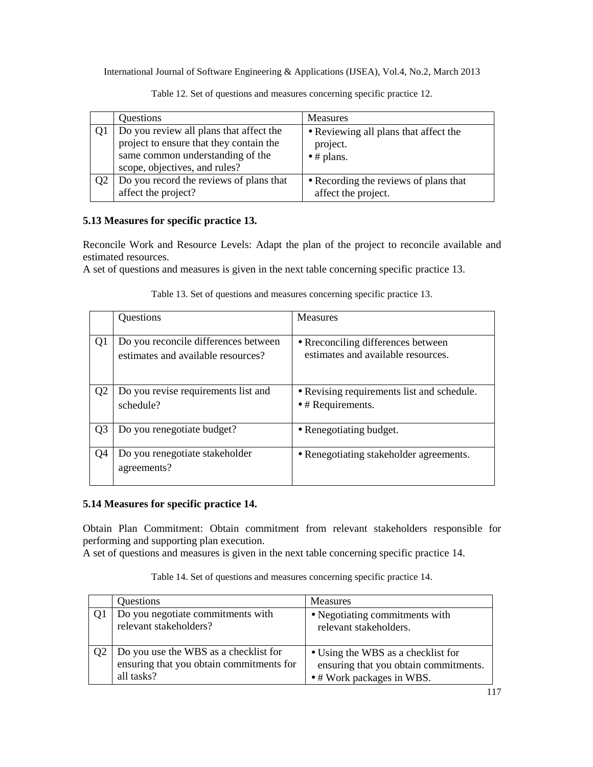Table 12. Set of questions and measures concerning specific practice 12.

| | Questions | Measures |
|---|---|---|
| Q1 | Do you review all plans that affect the project to ensure that they contain the same common understanding of the scope, objectives, and rules? | • Reviewing all plans that affect the project.<br>• # plans. |
| Q2 | Do you record the reviews of plans that affect the project? | • Recording the reviews of plans that affect the project. |

### 5.13 Measures for specific practice 13.

Reconcile Work and Resource Levels: Adapt the plan of the project to reconcile available and estimated resources.
A set of questions and measures is given in the next table concerning specific practice 13.

Table 13. Set of questions and measures concerning specific practice 13.

| | Questions | Measures |
|---|---|---|
| Q1 | Do you reconcile differences between estimates and available resources? | • Rreconciling differences between estimates and available resources. |
| Q2 | Do you revise requirements list and schedule? | • Revising requirements list and schedule.<br>• # Requirements. |
| Q3 | Do you renegotiate budget? | • Renegotiating budget. |
| Q4 | Do you renegotiate stakeholder agreements? | • Renegotiating stakeholder agreements. |

### 5.14 Measures for specific practice 14.

Obtain Plan Commitment: Obtain commitment from relevant stakeholders responsible for performing and supporting plan execution.
A set of questions and measures is given in the next table concerning specific practice 14.

Table 14. Set of questions and measures concerning specific practice 14.

| | Questions | Measures |
|---|---|---|
| Q1 | Do you negotiate commitments with relevant stakeholders? | • Negotiating commitments with relevant stakeholders. |
| Q2 | Do you use the WBS as a checklist for ensuring that you obtain commitments for all tasks? | • Using the WBS as a checklist for ensuring that you obtain commitments.<br>• # Work packages in WBS. |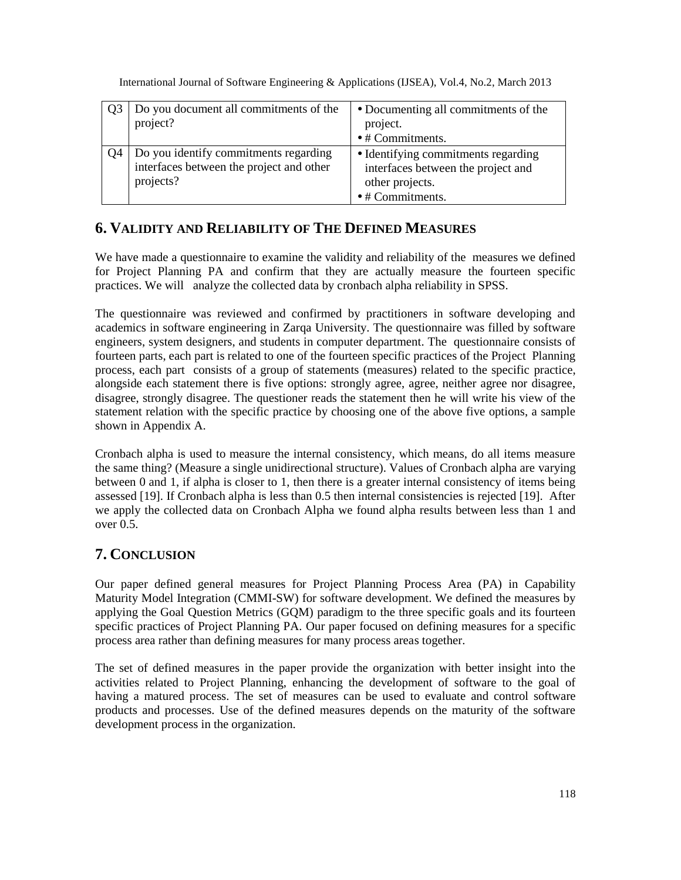| Q3 | Do you document all commitments of the project? | • Documenting all commitments of the project.<br>• # Commitments. |
|---|---|---|
| Q4 | Do you identify commitments regarding interfaces between the project and other projects? | • Identifying commitments regarding interfaces between the project and other projects.<br>• # Commitments. |

## 6. VALIDITY AND RELIABILITY OF THE DEFINED MEASURES

We have made a questionnaire to examine the validity and reliability of the measures we defined for Project Planning PA and confirm that they are actually measure the fourteen specific practices. We will analyze the collected data by cronbach alpha reliability in SPSS.

The questionnaire was reviewed and confirmed by practitioners in software developing and academics in software engineering in Zarqa University. The questionnaire was filled by software engineers, system designers, and students in computer department. The questionnaire consists of fourteen parts, each part is related to one of the fourteen specific practices of the Project Planning process, each part consists of a group of statements (measures) related to the specific practice, alongside each statement there is five options: strongly agree, agree, neither agree nor disagree, disagree, strongly disagree. The questioner reads the statement then he will write his view of the statement relation with the specific practice by choosing one of the above five options, a sample shown in Appendix A.

Cronbach alpha is used to measure the internal consistency, which means, do all items measure the same thing? (Measure a single unidirectional structure). Values of Cronbach alpha are varying between 0 and 1, if alpha is closer to 1, then there is a greater internal consistency of items being assessed [19]. If Cronbach alpha is less than 0.5 then internal consistencies is rejected [19]. After we apply the collected data on Cronbach Alpha we found alpha results between less than 1 and over 0.5.

## 7. CONCLUSION

Our paper defined general measures for Project Planning Process Area (PA) in Capability Maturity Model Integration (CMMI-SW) for software development. We defined the measures by applying the Goal Question Metrics (GQM) paradigm to the three specific goals and its fourteen specific practices of Project Planning PA. Our paper focused on defining measures for a specific process area rather than defining measures for many process areas together.

The set of defined measures in the paper provide the organization with better insight into the activities related to Project Planning, enhancing the development of software to the goal of having a matured process. The set of measures can be used to evaluate and control software products and processes. Use of the defined measures depends on the maturity of the software development process in the organization.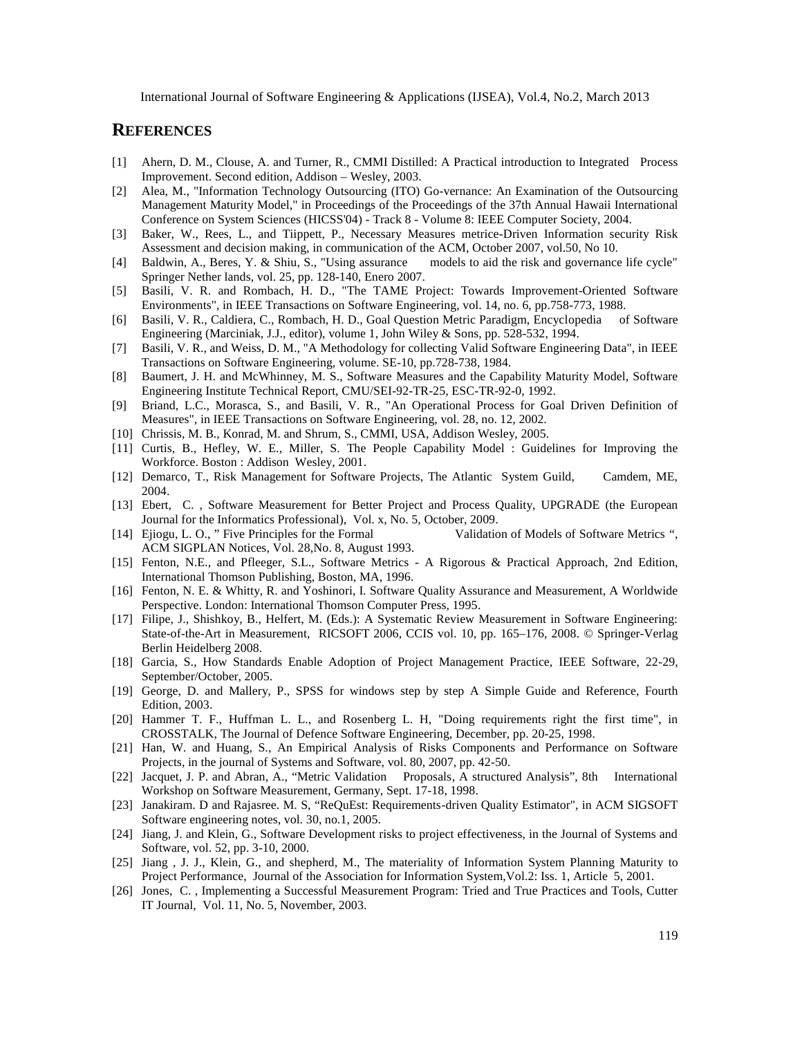## REFERENCES

[1] Ahern, D. M., Clouse, A. and Turner, R., CMMI Distilled: A Practical introduction to Integrated Process Improvement. Second edition, Addison – Wesley, 2003.

[2] Alea, M., "Information Technology Outsourcing (ITO) Go-vernance: An Examination of the Outsourcing Management Maturity Model," in Proceedings of the Proceedings of the 37th Annual Hawaii International Conference on System Sciences (HICSS'04) - Track 8 - Volume 8: IEEE Computer Society, 2004.

[3] Baker, W., Rees, L., and Tiippett, P., Necessary Measures metrice-Driven Information security Risk Assessment and decision making, in communication of the ACM, October 2007, vol.50, No 10.

[4] Baldwin, A., Beres, Y. & Shiu, S., "Using assurance models to aid the risk and governance life cycle" Springer Nether lands, vol. 25, pp. 128-140, Enero 2007.

[5] Basili, V. R. and Rombach, H. D., "The TAME Project: Towards Improvement-Oriented Software Environments", in IEEE Transactions on Software Engineering, vol. 14, no. 6, pp.758-773, 1988.

[6] Basili, V. R., Caldiera, C., Rombach, H. D., Goal Question Metric Paradigm, Encyclopedia of Software Engineering (Marciniak, J.J., editor), volume 1, John Wiley & Sons, pp. 528-532, 1994.

[7] Basili, V. R., and Weiss, D. M., "A Methodology for collecting Valid Software Engineering Data", in IEEE Transactions on Software Engineering, volume. SE-10, pp.728-738, 1984.

[8] Baumert, J. H. and McWhinney, M. S., Software Measures and the Capability Maturity Model, Software Engineering Institute Technical Report, CMU/SEI-92-TR-25, ESC-TR-92-0, 1992.

[9] Briand, L.C., Morasca, S., and Basili, V. R., "An Operational Process for Goal Driven Definition of Measures", in IEEE Transactions on Software Engineering, vol. 28, no. 12, 2002.

[10] Chrissis, M. B., Konrad, M. and Shrum, S., CMMI, USA, Addison Wesley, 2005.

[11] Curtis, B., Hefley, W. E., Miller, S. The People Capability Model : Guidelines for Improving the Workforce. Boston : Addison Wesley, 2001.

[12] Demarco, T., Risk Management for Software Projects, The Atlantic System Guild, Camdem, ME, 2004.

[13] Ebert, C. , Software Measurement for Better Project and Process Quality, UPGRADE (the European Journal for the Informatics Professional), Vol. x, No. 5, October, 2009.

[14] Ejiogu, L. O., " Five Principles for the Formal Validation of Models of Software Metrics ", ACM SIGPLAN Notices, Vol. 28,No. 8, August 1993.

[15] Fenton, N.E., and Pfleeger, S.L., Software Metrics - A Rigorous & Practical Approach, 2nd Edition, International Thomson Publishing, Boston, MA, 1996.

[16] Fenton, N. E. & Whitty, R. and Yoshinori, I. Software Quality Assurance and Measurement, A Worldwide Perspective. London: International Thomson Computer Press, 1995.

[17] Filipe, J., Shishkoy, B., Helfert, M. (Eds.): A Systematic Review Measurement in Software Engineering: State-of-the-Art in Measurement, RICSOFT 2006, CCIS vol. 10, pp. 165–176, 2008. © Springer-Verlag Berlin Heidelberg 2008.

[18] Garcia, S., How Standards Enable Adoption of Project Management Practice, IEEE Software, 22-29, September/October, 2005.

[19] George, D. and Mallery, P., SPSS for windows step by step A Simple Guide and Reference, Fourth Edition, 2003.

[20] Hammer T. F., Huffman L. L., and Rosenberg L. H, "Doing requirements right the first time", in CROSSTALK, The Journal of Defence Software Engineering, December, pp. 20-25, 1998.

[21] Han, W. and Huang, S., An Empirical Analysis of Risks Components and Performance on Software Projects, in the journal of Systems and Software, vol. 80, 2007, pp. 42-50.

[22] Jacquet, J. P. and Abran, A., "Metric Validation Proposals, A structured Analysis", 8th International Workshop on Software Measurement, Germany, Sept. 17-18, 1998.

[23] Janakiram. D and Rajasree. M. S, "ReQuEst: Requirements-driven Quality Estimator", in ACM SIGSOFT Software engineering notes, vol. 30, no.1, 2005.

[24] Jiang, J. and Klein, G., Software Development risks to project effectiveness, in the Journal of Systems and Software, vol. 52, pp. 3-10, 2000.

[25] Jiang , J. J., Klein, G., and shepherd, M., The materiality of Information System Planning Maturity to Project Performance, Journal of the Association for Information System,Vol.2: Iss. 1, Article 5, 2001.

[26] Jones, C. , Implementing a Successful Measurement Program: Tried and True Practices and Tools, Cutter IT Journal, Vol. 11, No. 5, November, 2003.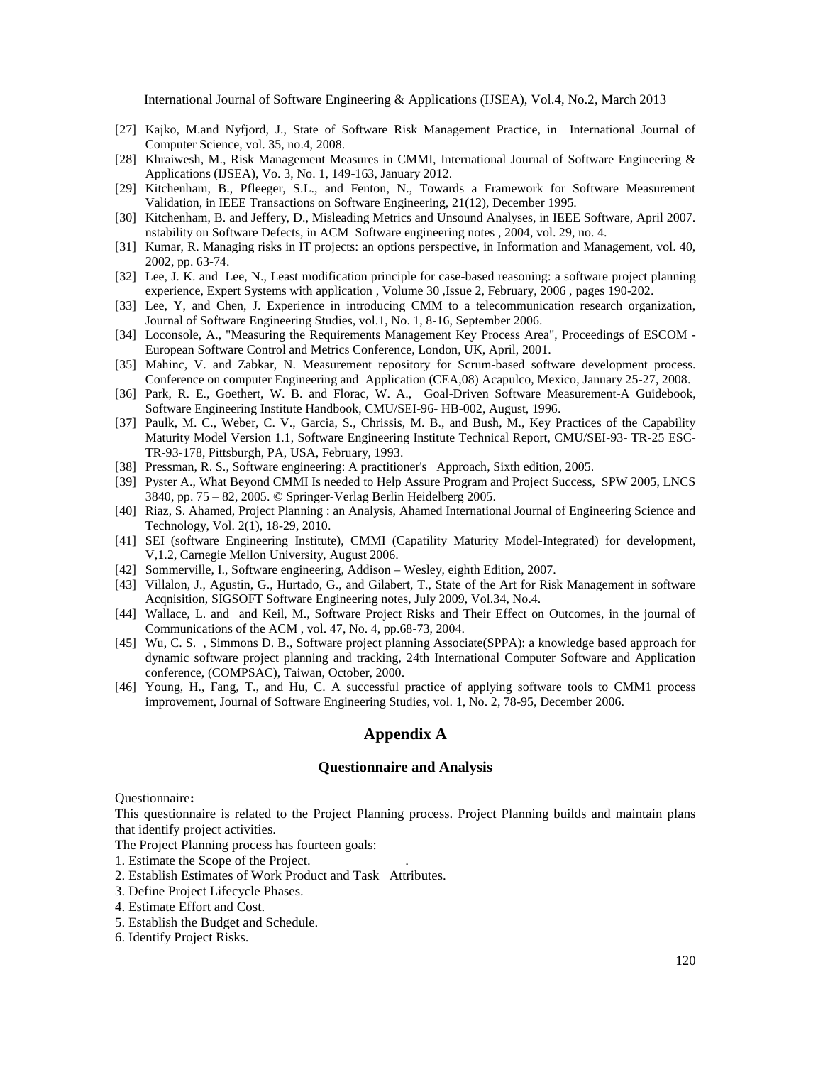[27] Kajko, M.and Nyfjord, J., State of Software Risk Management Practice, in International Journal of Computer Science, vol. 35, no.4, 2008.

[28] Khraiwesh, M., Risk Management Measures in CMMI, International Journal of Software Engineering & Applications (IJSEA), Vo. 3, No. 1, 149-163, January 2012.

[29] Kitchenham, B., Pfleeger, S.L., and Fenton, N., Towards a Framework for Software Measurement Validation, in IEEE Transactions on Software Engineering, 21(12), December 1995.

[30] Kitchenham, B. and Jeffery, D., Misleading Metrics and Unsound Analyses, in IEEE Software, April 2007. nstability on Software Defects, in ACM Software engineering notes , 2004, vol. 29, no. 4.

[31] Kumar, R. Managing risks in IT projects: an options perspective, in Information and Management, vol. 40, 2002, pp. 63-74.

[32] Lee, J. K. and Lee, N., Least modification principle for case-based reasoning: a software project planning experience, Expert Systems with application , Volume 30 ,Issue 2, February, 2006 , pages 190-202.

[33] Lee, Y, and Chen, J. Experience in introducing CMM to a telecommunication research organization, Journal of Software Engineering Studies, vol.1, No. 1, 8-16, September 2006.

[34] Loconsole, A., "Measuring the Requirements Management Key Process Area", Proceedings of ESCOM - European Software Control and Metrics Conference, London, UK, April, 2001.

[35] Mahinc, V. and Zabkar, N. Measurement repository for Scrum-based software development process. Conference on computer Engineering and Application (CEA,08) Acapulco, Mexico, January 25-27, 2008.

[36] Park, R. E., Goethert, W. B. and Florac, W. A., Goal-Driven Software Measurement-A Guidebook, Software Engineering Institute Handbook, CMU/SEI-96- HB-002, August, 1996.

[37] Paulk, M. C., Weber, C. V., Garcia, S., Chrissis, M. B., and Bush, M., Key Practices of the Capability Maturity Model Version 1.1, Software Engineering Institute Technical Report, CMU/SEI-93- TR-25 ESC-TR-93-178, Pittsburgh, PA, USA, February, 1993.

[38] Pressman, R. S., Software engineering: A practitioner's Approach, Sixth edition, 2005.

[39] Pyster A., What Beyond CMMI Is needed to Help Assure Program and Project Success, SPW 2005, LNCS 3840, pp. 75 – 82, 2005. © Springer-Verlag Berlin Heidelberg 2005.

[40] Riaz, S. Ahamed, Project Planning : an Analysis, Ahamed International Journal of Engineering Science and Technology, Vol. 2(1), 18-29, 2010.

[41] SEI (software Engineering Institute), CMMI (Capatility Maturity Model-Integrated) for development, V,1.2, Carnegie Mellon University, August 2006.

[42] Sommerville, I., Software engineering, Addison – Wesley, eighth Edition, 2007.

[43] Villalon, J., Agustin, G., Hurtado, G., and Gilabert, T., State of the Art for Risk Management in software Acqnisition, SIGSOFT Software Engineering notes, July 2009, Vol.34, No.4.

[44] Wallace, L. and and Keil, M., Software Project Risks and Their Effect on Outcomes, in the journal of Communications of the ACM , vol. 47, No. 4, pp.68-73, 2004.

[45] Wu, C. S. , Simmons D. B., Software project planning Associate(SPPA): a knowledge based approach for dynamic software project planning and tracking, 24th International Computer Software and Application conference, (COMPSAC), Taiwan, October, 2000.

[46] Young, H., Fang, T., and Hu, C. A successful practice of applying software tools to CMM1 process improvement, Journal of Software Engineering Studies, vol. 1, No. 2, 78-95, December 2006.

## Appendix A

### Questionnaire and Analysis

Questionnaire**:**

This questionnaire is related to the Project Planning process. Project Planning builds and maintain plans that identify project activities.

The Project Planning process has fourteen goals:

1. Estimate the Scope of the Project.
2. Establish Estimates of Work Product and Task Attributes.
3. Define Project Lifecycle Phases.
4. Estimate Effort and Cost.
5. Establish the Budget and Schedule.
6. Identify Project Risks.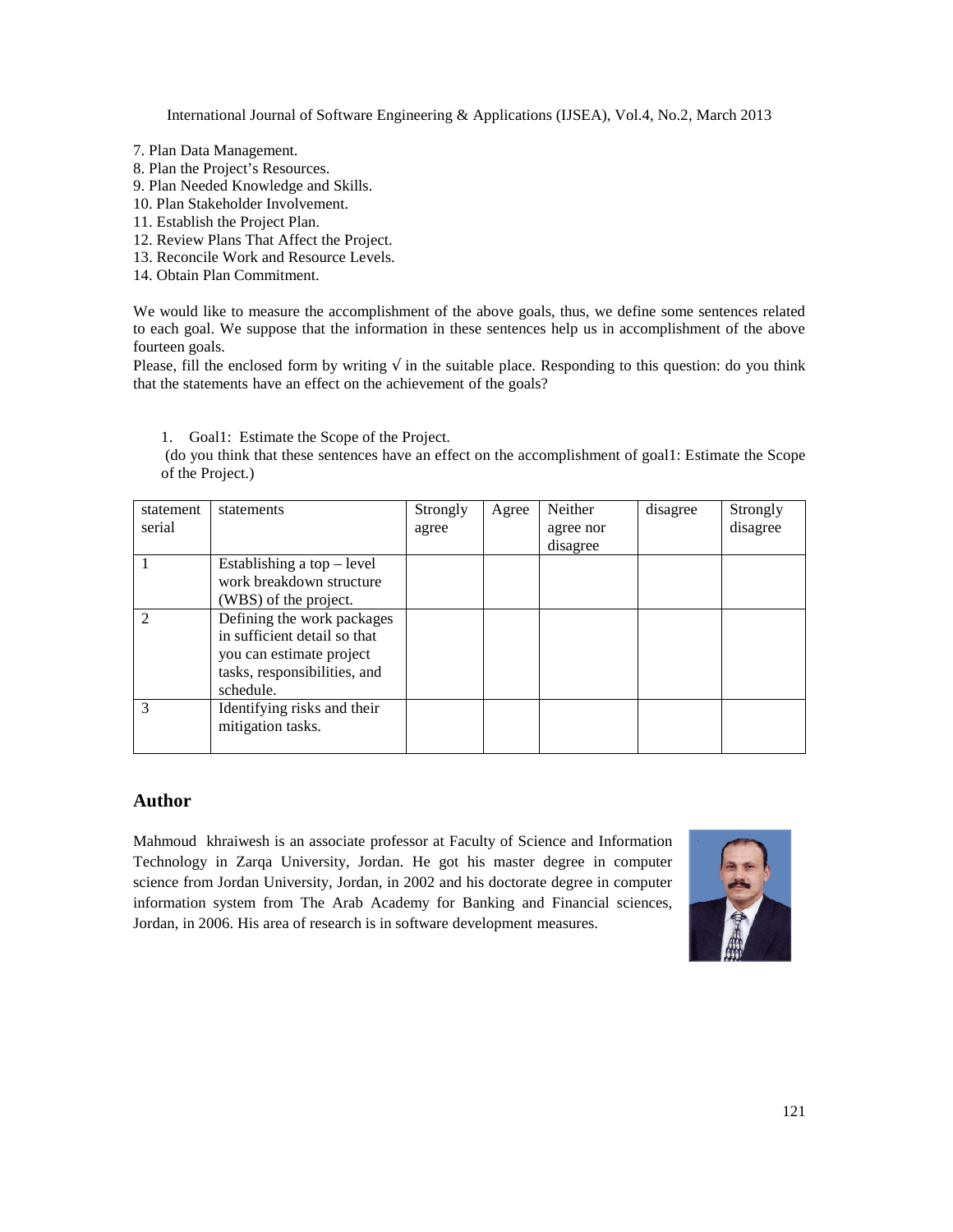7. Plan Data Management.
8. Plan the Project's Resources.
9. Plan Needed Knowledge and Skills.
10. Plan Stakeholder Involvement.
11. Establish the Project Plan.
12. Review Plans That Affect the Project.
13. Reconcile Work and Resource Levels.
14. Obtain Plan Commitment.

We would like to measure the accomplishment of the above goals, thus, we define some sentences related to each goal. We suppose that the information in these sentences help us in accomplishment of the above fourteen goals.

Please, fill the enclosed form by writing √ in the suitable place. Responding to this question: do you think that the statements have an effect on the achievement of the goals?

1. Goal1: Estimate the Scope of the Project.

(do you think that these sentences have an effect on the accomplishment of goal1: Estimate the Scope of the Project.)

| statement serial | statements | Strongly agree | Agree | Neither agree nor disagree | disagree | Strongly disagree |
|---|---|---|---|---|---|---|
| 1 | Establishing a top – level work breakdown structure (WBS) of the project. | | | | | |
| 2 | Defining the work packages in sufficient detail so that you can estimate project tasks, responsibilities, and schedule. | | | | | |
| 3 | Identifying risks and their mitigation tasks. | | | | | |

## Author

Mahmoud khraiwesh is an associate professor at Faculty of Science and Information Technology in Zarqa University, Jordan. He got his master degree in computer science from Jordan University, Jordan, in 2002 and his doctorate degree in computer information system from The Arab Academy for Banking and Financial sciences, Jordan, in 2006. His area of research is in software development measures.